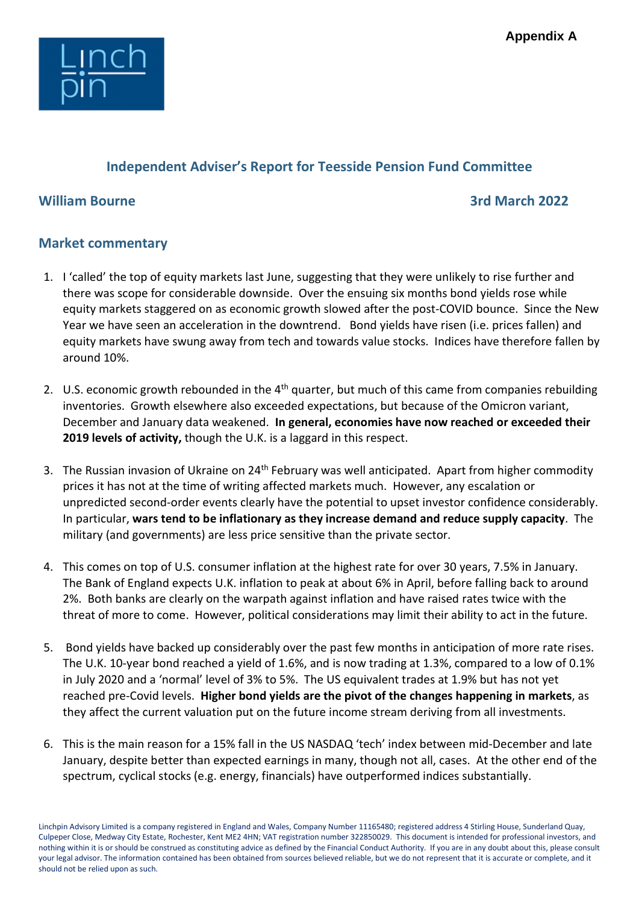**Appendix A**

Linch pin

## Independent Adviser's Report for Teesside Pension Fund Committee

**William Bourne** **3rd March 2022**

## Market commentary

1. I 'called' the top of equity markets last June, suggesting that they were unlikely to rise further and there was scope for considerable downside. Over the ensuing six months bond yields rose while equity markets staggered on as economic growth slowed after the post-COVID bounce. Since the New Year we have seen an acceleration in the downtrend. Bond yields have risen (i.e. prices fallen) and equity markets have swung away from tech and towards value stocks. Indices have therefore fallen by around 10%.

2. U.S. economic growth rebounded in the 4th quarter, but much of this came from companies rebuilding inventories. Growth elsewhere also exceeded expectations, but because of the Omicron variant, December and January data weakened. **In general, economies have now reached or exceeded their 2019 levels of activity,** though the U.K. is a laggard in this respect.

3. The Russian invasion of Ukraine on 24th February was well anticipated. Apart from higher commodity prices it has not at the time of writing affected markets much. However, any escalation or unpredicted second-order events clearly have the potential to upset investor confidence considerably. In particular, **wars tend to be inflationary as they increase demand and reduce supply capacity**. The military (and governments) are less price sensitive than the private sector.

4. This comes on top of U.S. consumer inflation at the highest rate for over 30 years, 7.5% in January. The Bank of England expects U.K. inflation to peak at about 6% in April, before falling back to around 2%. Both banks are clearly on the warpath against inflation and have raised rates twice with the threat of more to come. However, political considerations may limit their ability to act in the future.

5. Bond yields have backed up considerably over the past few months in anticipation of more rate rises. The U.K. 10-year bond reached a yield of 1.6%, and is now trading at 1.3%, compared to a low of 0.1% in July 2020 and a 'normal' level of 3% to 5%. The US equivalent trades at 1.9% but has not yet reached pre-Covid levels. **Higher bond yields are the pivot of the changes happening in markets**, as they affect the current valuation put on the future income stream deriving from all investments.

6. This is the main reason for a 15% fall in the US NASDAQ 'tech' index between mid-December and late January, despite better than expected earnings in many, though not all, cases. At the other end of the spectrum, cyclical stocks (e.g. energy, financials) have outperformed indices substantially.

Linchpin Advisory Limited is a company registered in England and Wales, Company Number 11165480; registered address 4 Stirling House, Sunderland Quay, Culpeper Close, Medway City Estate, Rochester, Kent ME2 4HN; VAT registration number 322850029. This document is intended for professional investors, and nothing within it is or should be construed as constituting advice as defined by the Financial Conduct Authority. If you are in any doubt about this, please consult your legal advisor. The information contained has been obtained from sources believed reliable, but we do not represent that it is accurate or complete, and it should not be relied upon as such.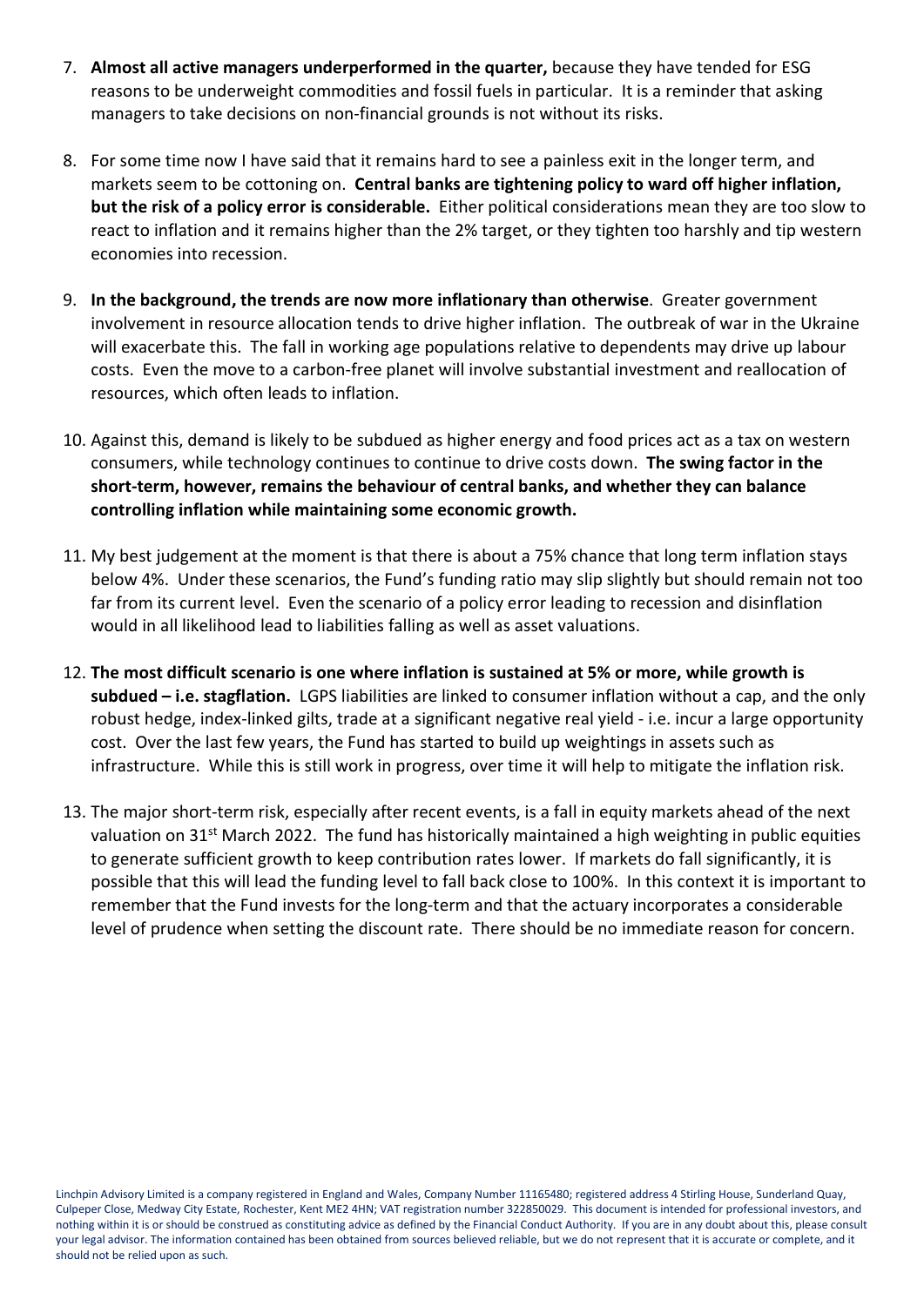7. **Almost all active managers underperformed in the quarter,** because they have tended for ESG reasons to be underweight commodities and fossil fuels in particular. It is a reminder that asking managers to take decisions on non-financial grounds is not without its risks.

8. For some time now I have said that it remains hard to see a painless exit in the longer term, and markets seem to be cottoning on. **Central banks are tightening policy to ward off higher inflation, but the risk of a policy error is considerable.** Either political considerations mean they are too slow to react to inflation and it remains higher than the 2% target, or they tighten too harshly and tip western economies into recession.

9. **In the background, the trends are now more inflationary than otherwise**. Greater government involvement in resource allocation tends to drive higher inflation. The outbreak of war in the Ukraine will exacerbate this. The fall in working age populations relative to dependents may drive up labour costs. Even the move to a carbon-free planet will involve substantial investment and reallocation of resources, which often leads to inflation.

10. Against this, demand is likely to be subdued as higher energy and food prices act as a tax on western consumers, while technology continues to continue to drive costs down. **The swing factor in the short-term, however, remains the behaviour of central banks, and whether they can balance controlling inflation while maintaining some economic growth.**

11. My best judgement at the moment is that there is about a 75% chance that long term inflation stays below 4%. Under these scenarios, the Fund's funding ratio may slip slightly but should remain not too far from its current level. Even the scenario of a policy error leading to recession and disinflation would in all likelihood lead to liabilities falling as well as asset valuations.

12. **The most difficult scenario is one where inflation is sustained at 5% or more, while growth is subdued – i.e. stagflation.** LGPS liabilities are linked to consumer inflation without a cap, and the only robust hedge, index-linked gilts, trade at a significant negative real yield - i.e. incur a large opportunity cost. Over the last few years, the Fund has started to build up weightings in assets such as infrastructure. While this is still work in progress, over time it will help to mitigate the inflation risk.

13. The major short-term risk, especially after recent events, is a fall in equity markets ahead of the next valuation on 31st March 2022. The fund has historically maintained a high weighting in public equities to generate sufficient growth to keep contribution rates lower. If markets do fall significantly, it is possible that this will lead the funding level to fall back close to 100%. In this context it is important to remember that the Fund invests for the long-term and that the actuary incorporates a considerable level of prudence when setting the discount rate. There should be no immediate reason for concern.

Linchpin Advisory Limited is a company registered in England and Wales, Company Number 11165480; registered address 4 Stirling House, Sunderland Quay, Culpeper Close, Medway City Estate, Rochester, Kent ME2 4HN; VAT registration number 322850029. This document is intended for professional investors, and nothing within it is or should be construed as constituting advice as defined by the Financial Conduct Authority. If you are in any doubt about this, please consult your legal advisor. The information contained has been obtained from sources believed reliable, but we do not represent that it is accurate or complete, and it should not be relied upon as such.